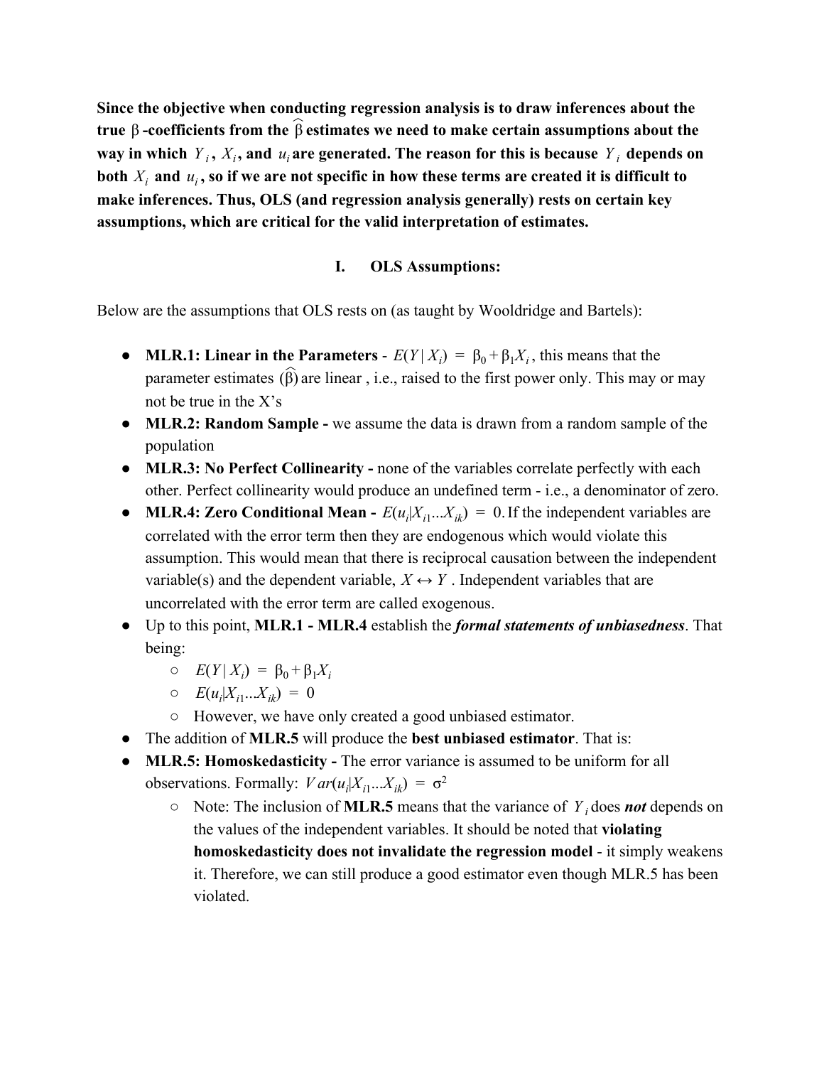**Since the objective when conducting regression analysis is to draw inferences about the true $\beta$-coefficients from the $\widehat{\beta}$ estimates we need to make certain assumptions about the way in which $Y_i$, $X_i$, and $u_i$ are generated. The reason for this is because $Y_i$ depends on both $X_i$ and $u_i$, so if we are not specific in how these terms are created it is difficult to make inferences. Thus, OLS (and regression analysis generally) rests on certain key assumptions, which are critical for the valid interpretation of estimates.**

## I. OLS Assumptions:

Below are the assumptions that OLS rests on (as taught by Wooldridge and Bartels):

- **MLR.1: Linear in the Parameters** - $E(Y|X_i) = \beta_0 + \beta_1 X_i$, this means that the parameter estimates $(\widehat{\beta})$ are linear , i.e., raised to the first power only. This may or may not be true in the X's
- **MLR.2: Random Sample -** we assume the data is drawn from a random sample of the population
- **MLR.3: No Perfect Collinearity -** none of the variables correlate perfectly with each other. Perfect collinearity would produce an undefined term - i.e., a denominator of zero.
- **MLR.4: Zero Conditional Mean -** $E(u_i|X_{i1}...X_{ik}) = 0$. If the independent variables are correlated with the error term then they are endogenous which would violate this assumption. This would mean that there is reciprocal causation between the independent variable(s) and the dependent variable, $X \leftrightarrow Y$. Independent variables that are uncorrelated with the error term are called exogenous.
- Up to this point, **MLR.1 - MLR.4** establish the ***formal statements of unbiasedness***. That being:
  - $E(Y|X_i) = \beta_0 + \beta_1 X_i$
  - $E(u_i|X_{i1}...X_{ik}) = 0$
  - However, we have only created a good unbiased estimator.
- The addition of **MLR.5** will produce the **best unbiased estimator**. That is:
- **MLR.5: Homoskedasticity -** The error variance is assumed to be uniform for all observations. Formally: $Var(u_i|X_{i1}...X_{ik}) = \sigma^2$
  - Note: The inclusion of **MLR.5** means that the variance of $Y_i$ does ***not*** depends on the values of the independent variables. It should be noted that **violating homoskedasticity does not invalidate the regression model** - it simply weakens it. Therefore, we can still produce a good estimator even though MLR.5 has been violated.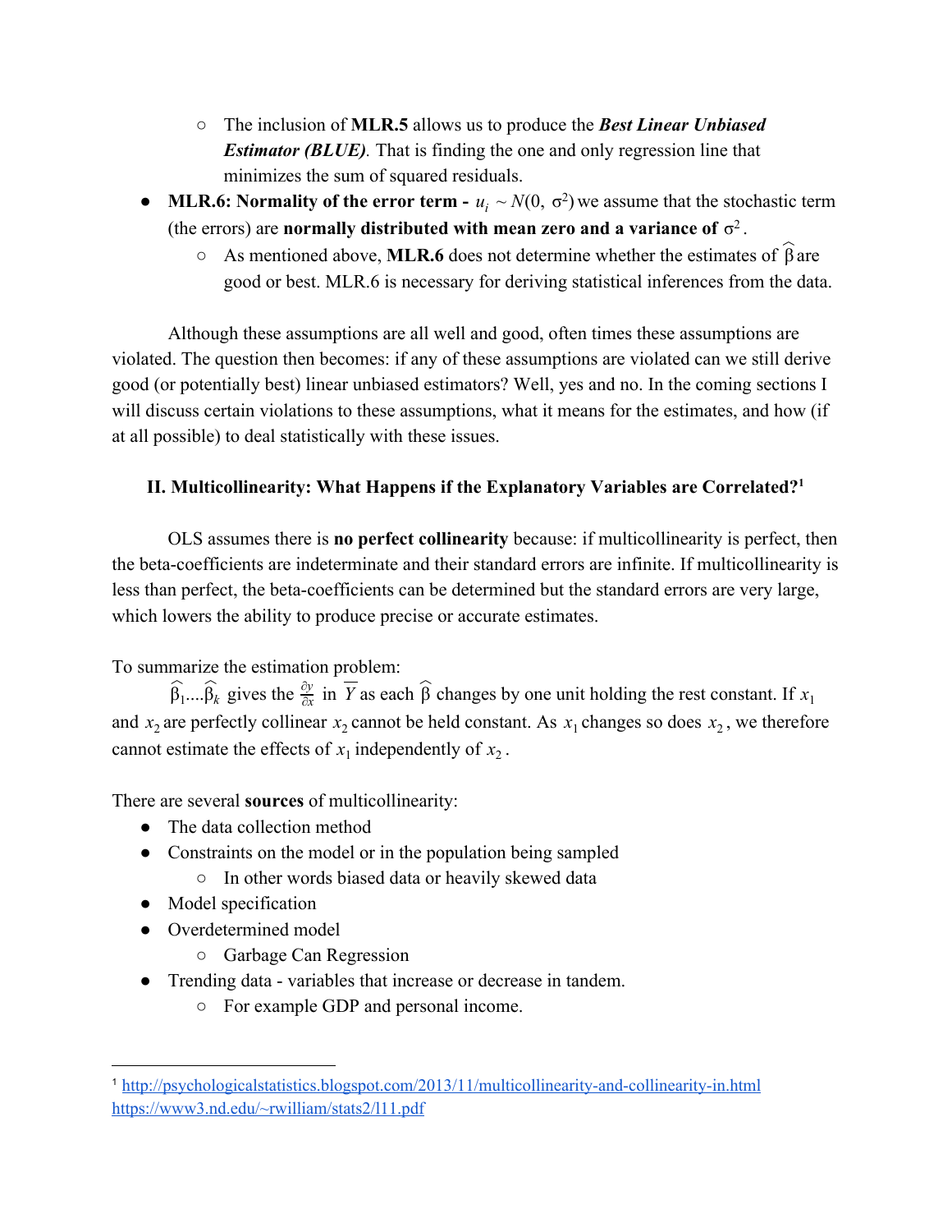- The inclusion of **MLR.5** allows us to produce the ***Best Linear Unbiased Estimator (BLUE)***. That is finding the one and only regression line that minimizes the sum of squared residuals.

- **MLR.6: Normality of the error term -** $u_i \sim N(0,\ \sigma^2)$ we assume that the stochastic term (the errors) are **normally distributed with mean zero and a variance of** $\sigma^2$.
  - As mentioned above, **MLR.6** does not determine whether the estimates of $\widehat{\beta}$ are good or best. MLR.6 is necessary for deriving statistical inferences from the data.

Although these assumptions are all well and good, often times these assumptions are violated. The question then becomes: if any of these assumptions are violated can we still derive good (or potentially best) linear unbiased estimators? Well, yes and no. In the coming sections I will discuss certain violations to these assumptions, what it means for the estimates, and how (if at all possible) to deal statistically with these issues.

## II. Multicollinearity: What Happens if the Explanatory Variables are Correlated?[1]

OLS assumes there is **no perfect collinearity** because: if multicollinearity is perfect, then the beta-coefficients are indeterminate and their standard errors are infinite. If multicollinearity is less than perfect, the beta-coefficients can be determined but the standard errors are very large, which lowers the ability to produce precise or accurate estimates.

To summarize the estimation problem:

$\widehat{\beta}_1....\widehat{\beta}_k$ gives the $\frac{\partial y}{\partial x}$ in $\overline{Y}$ as each $\widehat{\beta}$ changes by one unit holding the rest constant. If $x_1$ and $x_2$ are perfectly collinear $x_2$ cannot be held constant. As $x_1$ changes so does $x_2$, we therefore cannot estimate the effects of $x_1$ independently of $x_2$.

There are several **sources** of multicollinearity:

- The data collection method
- Constraints on the model or in the population being sampled
  - In other words biased data or heavily skewed data
- Model specification
- Overdetermined model
  - Garbage Can Regression
- Trending data - variables that increase or decrease in tandem.
  - For example GDP and personal income.

---

[1] http://psychologicalstatistics.blogspot.com/2013/11/multicollinearity-and-collinearity-in.html
https://www3.nd.edu/~rwilliam/stats2/l11.pdf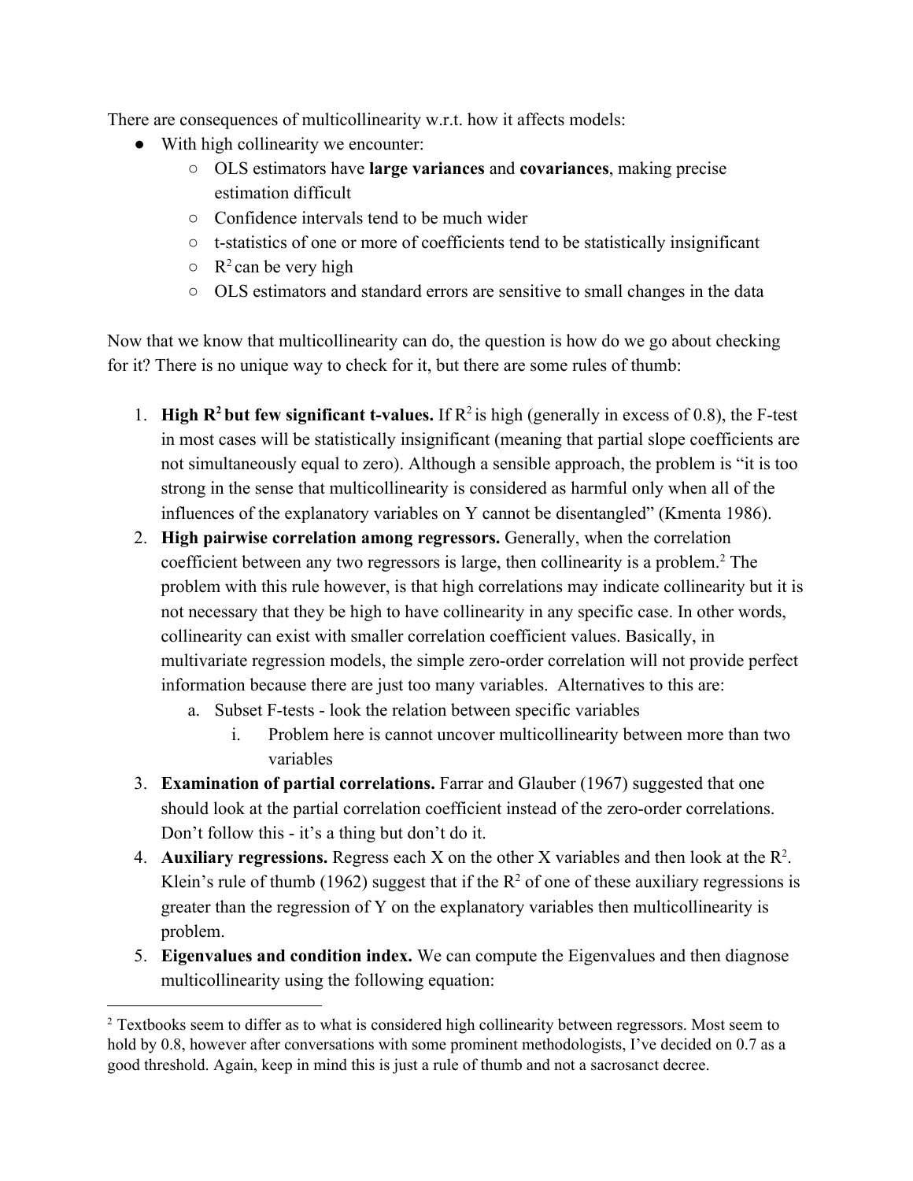There are consequences of multicollinearity w.r.t. how it affects models:

- With high collinearity we encounter:
  - OLS estimators have **large variances** and **covariances**, making precise estimation difficult
  - Confidence intervals tend to be much wider
  - t-statistics of one or more of coefficients tend to be statistically insignificant
  - $R^2$ can be very high
  - OLS estimators and standard errors are sensitive to small changes in the data

Now that we know that multicollinearity can do, the question is how do we go about checking for it? There is no unique way to check for it, but there are some rules of thumb:

1. **High $R^2$ but few significant t-values.** If $R^2$ is high (generally in excess of 0.8), the F-test in most cases will be statistically insignificant (meaning that partial slope coefficients are not simultaneously equal to zero). Although a sensible approach, the problem is "it is too strong in the sense that multicollinearity is considered as harmful only when all of the influences of the explanatory variables on Y cannot be disentangled" (Kmenta 1986).
2. **High pairwise correlation among regressors.** Generally, when the correlation coefficient between any two regressors is large, then collinearity is a problem.[2] The problem with this rule however, is that high correlations may indicate collinearity but it is not necessary that they be high to have collinearity in any specific case. In other words, collinearity can exist with smaller correlation coefficient values. Basically, in multivariate regression models, the simple zero-order correlation will not provide perfect information because there are just too many variables. Alternatives to this are:
   a. Subset F-tests - look the relation between specific variables
      i. Problem here is cannot uncover multicollinearity between more than two variables
3. **Examination of partial correlations.** Farrar and Glauber (1967) suggested that one should look at the partial correlation coefficient instead of the zero-order correlations. Don't follow this - it's a thing but don't do it.
4. **Auxiliary regressions.** Regress each X on the other X variables and then look at the $R^2$. Klein's rule of thumb (1962) suggest that if the $R^2$ of one of these auxiliary regressions is greater than the regression of Y on the explanatory variables then multicollinearity is problem.
5. **Eigenvalues and condition index.** We can compute the Eigenvalues and then diagnose multicollinearity using the following equation:

---

[2] Textbooks seem to differ as to what is considered high collinearity between regressors. Most seem to hold by 0.8, however after conversations with some prominent methodologists, I've decided on 0.7 as a good threshold. Again, keep in mind this is just a rule of thumb and not a sacrosanct decree.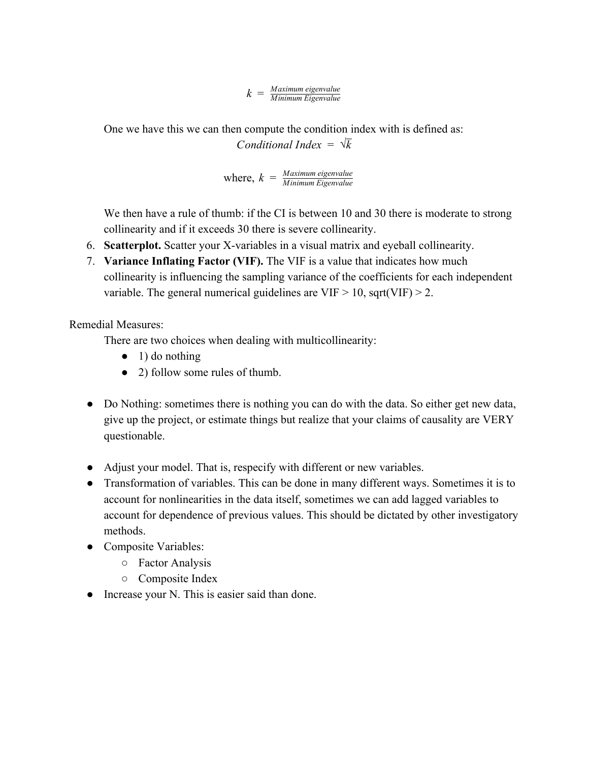$$k = \frac{Maximum\ eigenvalue}{Minimum\ Eigenvalue}$$

One we have this we can then compute the condition index with is defined as:

$$Conditional\ Index = \sqrt{k}$$

$$\text{where, } k = \frac{Maximum\ eigenvalue}{Minimum\ Eigenvalue}$$

We then have a rule of thumb: if the CI is between 10 and 30 there is moderate to strong collinearity and if it exceeds 30 there is severe collinearity.

6. **Scatterplot.** Scatter your X-variables in a visual matrix and eyeball collinearity.
7. **Variance Inflating Factor (VIF).** The VIF is a value that indicates how much collinearity is influencing the sampling variance of the coefficients for each independent variable. The general numerical guidelines are VIF > 10, sqrt(VIF) > 2.

Remedial Measures:

There are two choices when dealing with multicollinearity:

- 1) do nothing
- 2) follow some rules of thumb.

- Do Nothing: sometimes there is nothing you can do with the data. So either get new data, give up the project, or estimate things but realize that your claims of causality are VERY questionable.

- Adjust your model. That is, respecify with different or new variables.
- Transformation of variables. This can be done in many different ways. Sometimes it is to account for nonlinearities in the data itself, sometimes we can add lagged variables to account for dependence of previous values. This should be dictated by other investigatory methods.
- Composite Variables:
  - Factor Analysis
  - Composite Index
- Increase your N. This is easier said than done.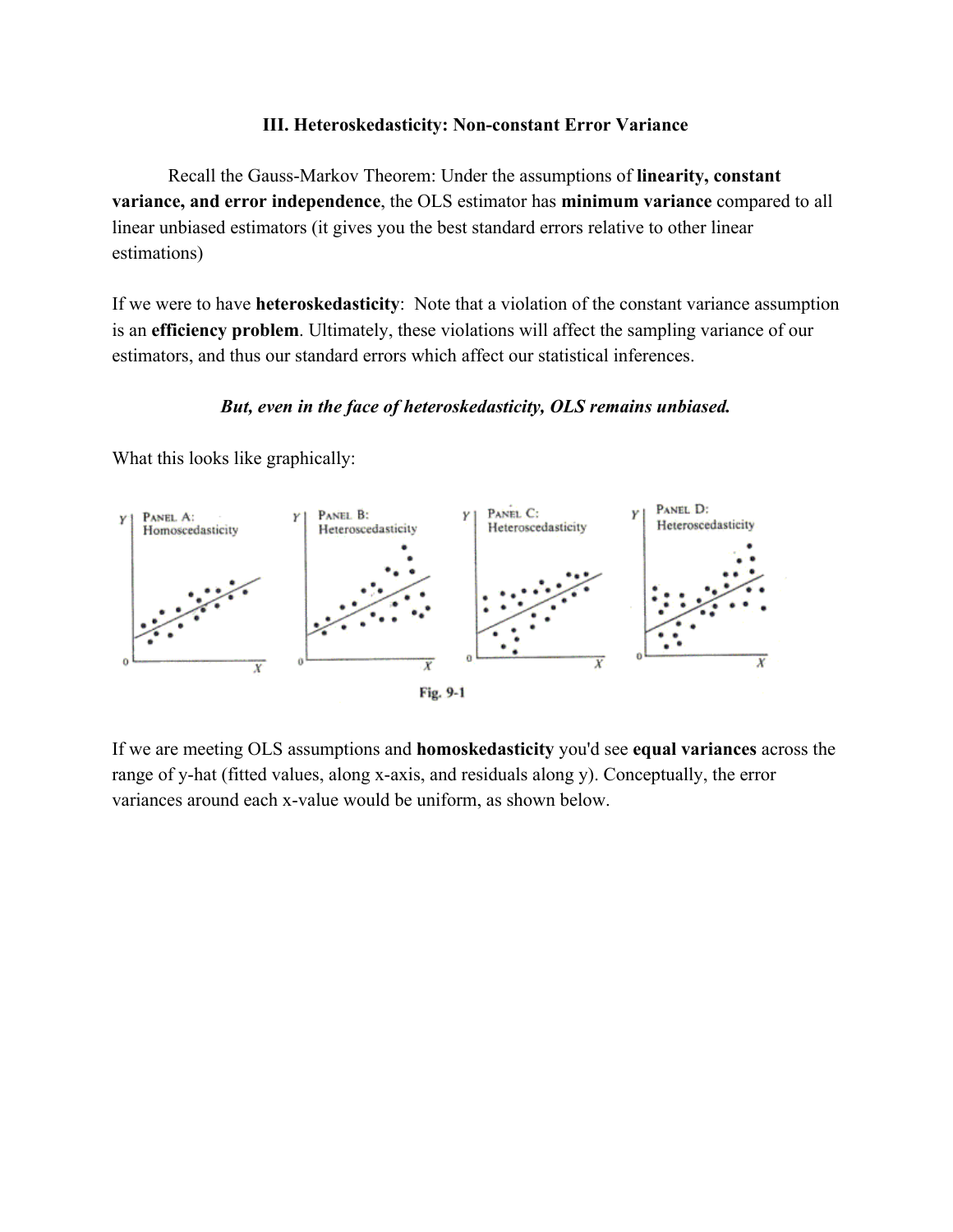### III. Heteroskedasticity: Non-constant Error Variance

Recall the Gauss-Markov Theorem: Under the assumptions of **linearity, constant variance, and error independence**, the OLS estimator has **minimum variance** compared to all linear unbiased estimators (it gives you the best standard errors relative to other linear estimations)

If we were to have **heteroskedasticity**: Note that a violation of the constant variance assumption is an **efficiency problem**. Ultimately, these violations will affect the sampling variance of our estimators, and thus our standard errors which affect our statistical inferences.

***But, even in the face of heteroskedasticity, OLS remains unbiased.***

What this looks like graphically:

Fig. 9-1

If we are meeting OLS assumptions and **homoskedasticity** you'd see **equal variances** across the range of y-hat (fitted values, along x-axis, and residuals along y). Conceptually, the error variances around each x-value would be uniform, as shown below.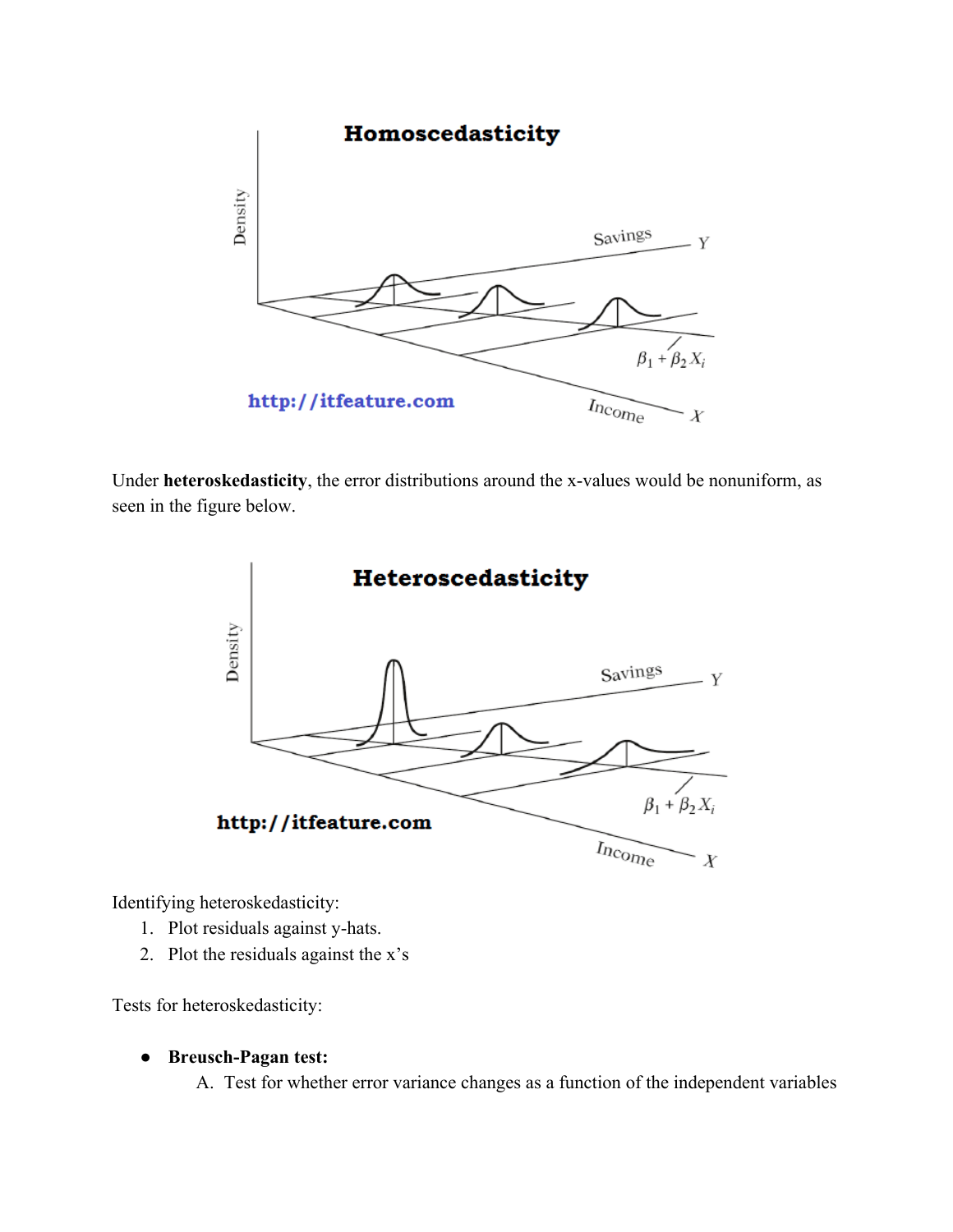Under **heteroskedasticity**, the error distributions around the x-values would be nonuniform, as seen in the figure below.

Identifying heteroskedasticity:

1. Plot residuals against y-hats.
2. Plot the residuals against the x's

Tests for heteroskedasticity:

- **Breusch-Pagan test:**
  A. Test for whether error variance changes as a function of the independent variables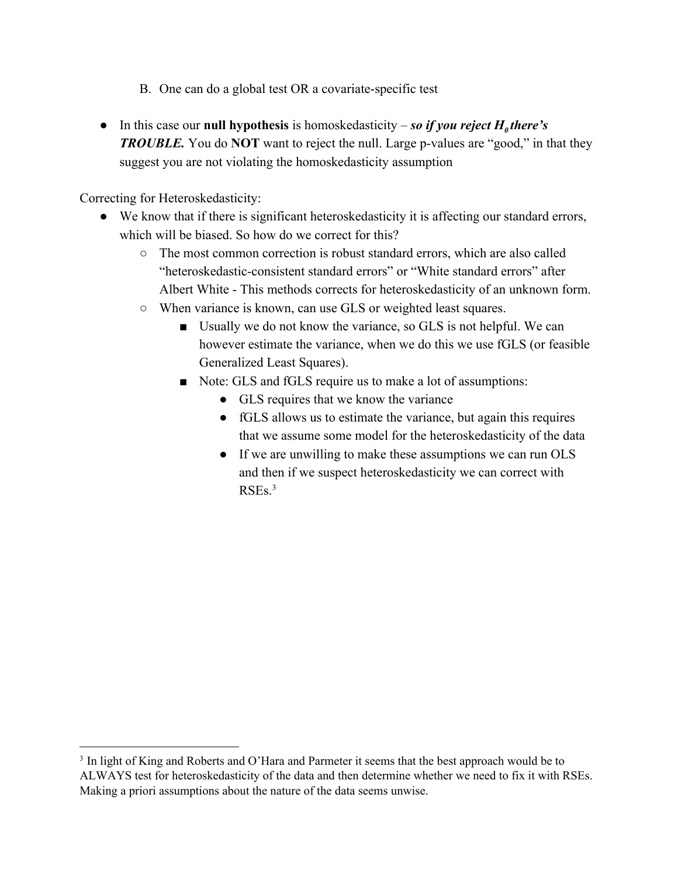B. One can do a global test OR a covariate-specific test

- In this case our **null hypothesis** is homoskedasticity – ***so if you reject $H_0$ there's TROUBLE.*** You do **NOT** want to reject the null. Large p-values are "good," in that they suggest you are not violating the homoskedasticity assumption

Correcting for Heteroskedasticity:

- We know that if there is significant heteroskedasticity it is affecting our standard errors, which will be biased. So how do we correct for this?
  - The most common correction is robust standard errors, which are also called "heteroskedastic-consistent standard errors" or "White standard errors" after Albert White - This methods corrects for heteroskedasticity of an unknown form.
  - When variance is known, can use GLS or weighted least squares.
    - Usually we do not know the variance, so GLS is not helpful. We can however estimate the variance, when we do this we use fGLS (or feasible Generalized Least Squares).
    - Note: GLS and fGLS require us to make a lot of assumptions:
      - GLS requires that we know the variance
      - fGLS allows us to estimate the variance, but again this requires that we assume some model for the heteroskedasticity of the data
      - If we are unwilling to make these assumptions we can run OLS and then if we suspect heteroskedasticity we can correct with RSEs.[3]

[3] In light of King and Roberts and O'Hara and Parmeter it seems that the best approach would be to ALWAYS test for heteroskedasticity of the data and then determine whether we need to fix it with RSEs. Making a priori assumptions about the nature of the data seems unwise.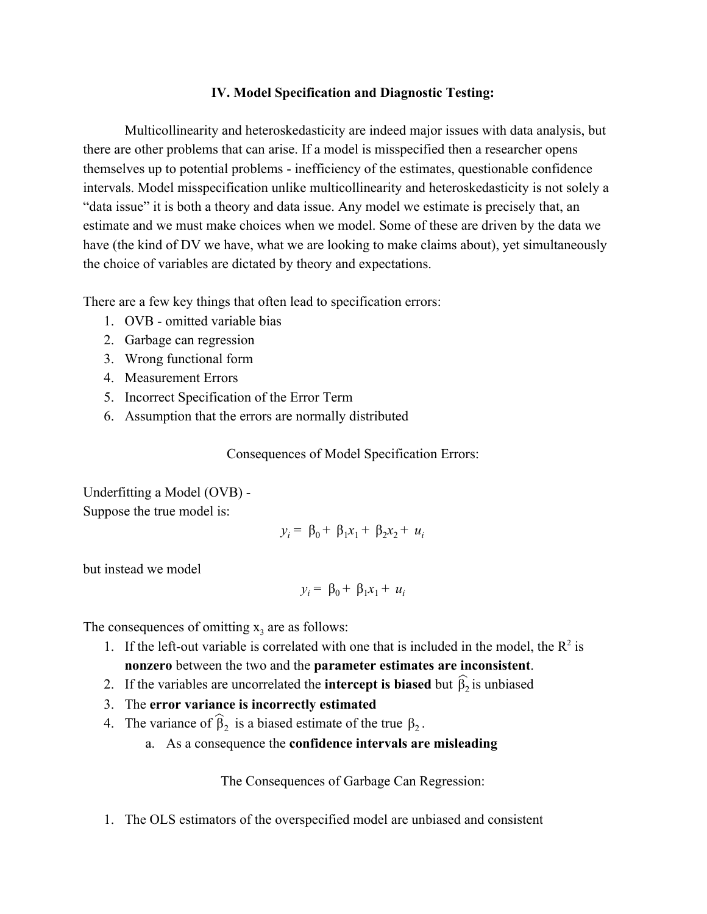## IV. Model Specification and Diagnostic Testing:

Multicollinearity and heteroskedasticity are indeed major issues with data analysis, but there are other problems that can arise. If a model is misspecified then a researcher opens themselves up to potential problems - inefficiency of the estimates, questionable confidence intervals. Model misspecification unlike multicollinearity and heteroskedasticity is not solely a "data issue" it is both a theory and data issue. Any model we estimate is precisely that, an estimate and we must make choices when we model. Some of these are driven by the data we have (the kind of DV we have, what we are looking to make claims about), yet simultaneously the choice of variables are dictated by theory and expectations.

There are a few key things that often lead to specification errors:

1. OVB - omitted variable bias
2. Garbage can regression
3. Wrong functional form
4. Measurement Errors
5. Incorrect Specification of the Error Term
6. Assumption that the errors are normally distributed

Consequences of Model Specification Errors:

Underfitting a Model (OVB) -
Suppose the true model is:

$$y_i = \beta_0 + \beta_1 x_1 + \beta_2 x_2 + u_i$$

but instead we model

$$y_i = \beta_0 + \beta_1 x_1 + u_i$$

The consequences of omitting $x_3$ are as follows:

1. If the left-out variable is correlated with one that is included in the model, the $R^2$ is **nonzero** between the two and the **parameter estimates are inconsistent**.
2. If the variables are uncorrelated the **intercept is biased** but $\widehat{\beta}_2$ is unbiased
3. The **error variance is incorrectly estimated**
4. The variance of $\widehat{\beta}_2$ is a biased estimate of the true $\beta_2$.
   a. As a consequence the **confidence intervals are misleading**

The Consequences of Garbage Can Regression:

1. The OLS estimators of the overspecified model are unbiased and consistent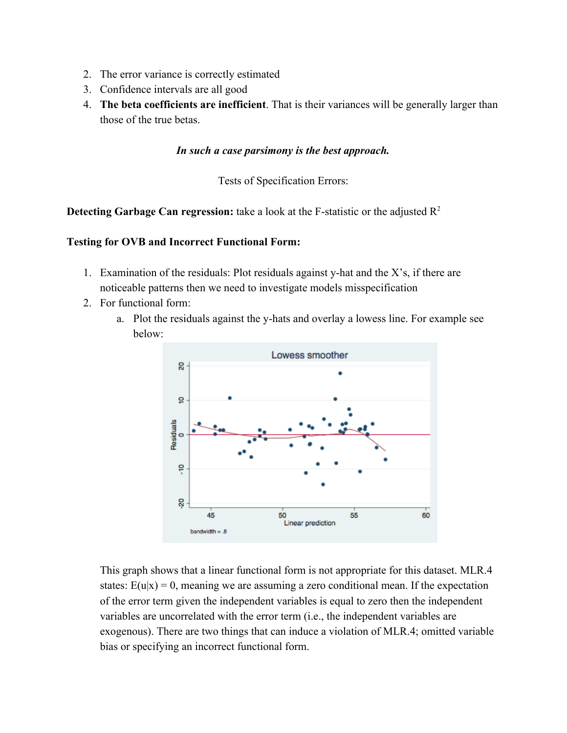2. The error variance is correctly estimated
3. Confidence intervals are all good
4. **The beta coefficients are inefficient**. That is their variances will be generally larger than those of the true betas.

***In such a case parsimony is the best approach.***

Tests of Specification Errors:

**Detecting Garbage Can regression:** take a look at the F-statistic or the adjusted $R^2$

**Testing for OVB and Incorrect Functional Form:**

1. Examination of the residuals: Plot residuals against y-hat and the X's, if there are noticeable patterns then we need to investigate models misspecification
2. For functional form:
    a. Plot the residuals against the y-hats and overlay a lowess line. For example see below:

This graph shows that a linear functional form is not appropriate for this dataset. MLR.4 states: $E(u|x) = 0$, meaning we are assuming a zero conditional mean. If the expectation of the error term given the independent variables is equal to zero then the independent variables are uncorrelated with the error term (i.e., the independent variables are exogenous). There are two things that can induce a violation of MLR.4; omitted variable bias or specifying an incorrect functional form.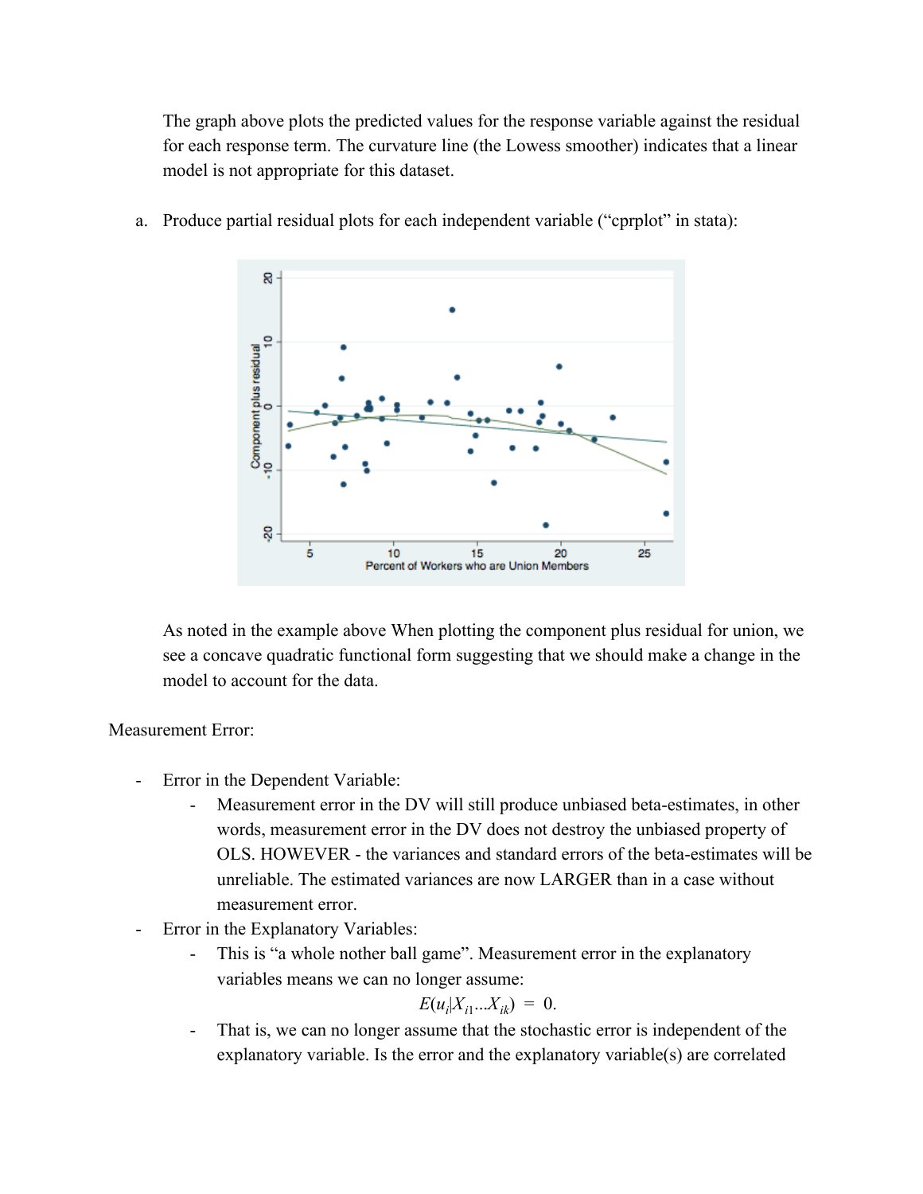The graph above plots the predicted values for the response variable against the residual for each response term. The curvature line (the Lowess smoother) indicates that a linear model is not appropriate for this dataset.

a. Produce partial residual plots for each independent variable ("cprplot" in stata):

As noted in the example above When plotting the component plus residual for union, we see a concave quadratic functional form suggesting that we should make a change in the model to account for the data.

Measurement Error:

- Error in the Dependent Variable:
  - Measurement error in the DV will still produce unbiased beta-estimates, in other words, measurement error in the DV does not destroy the unbiased property of OLS. HOWEVER - the variances and standard errors of the beta-estimates will be unreliable. The estimated variances are now LARGER than in a case without measurement error.
- Error in the Explanatory Variables:
  - This is "a whole nother ball game". Measurement error in the explanatory variables means we can no longer assume:

$$E(u_i|X_{i1}...X_{ik}) = 0.$$

  - That is, we can no longer assume that the stochastic error is independent of the explanatory variable. Is the error and the explanatory variable(s) are correlated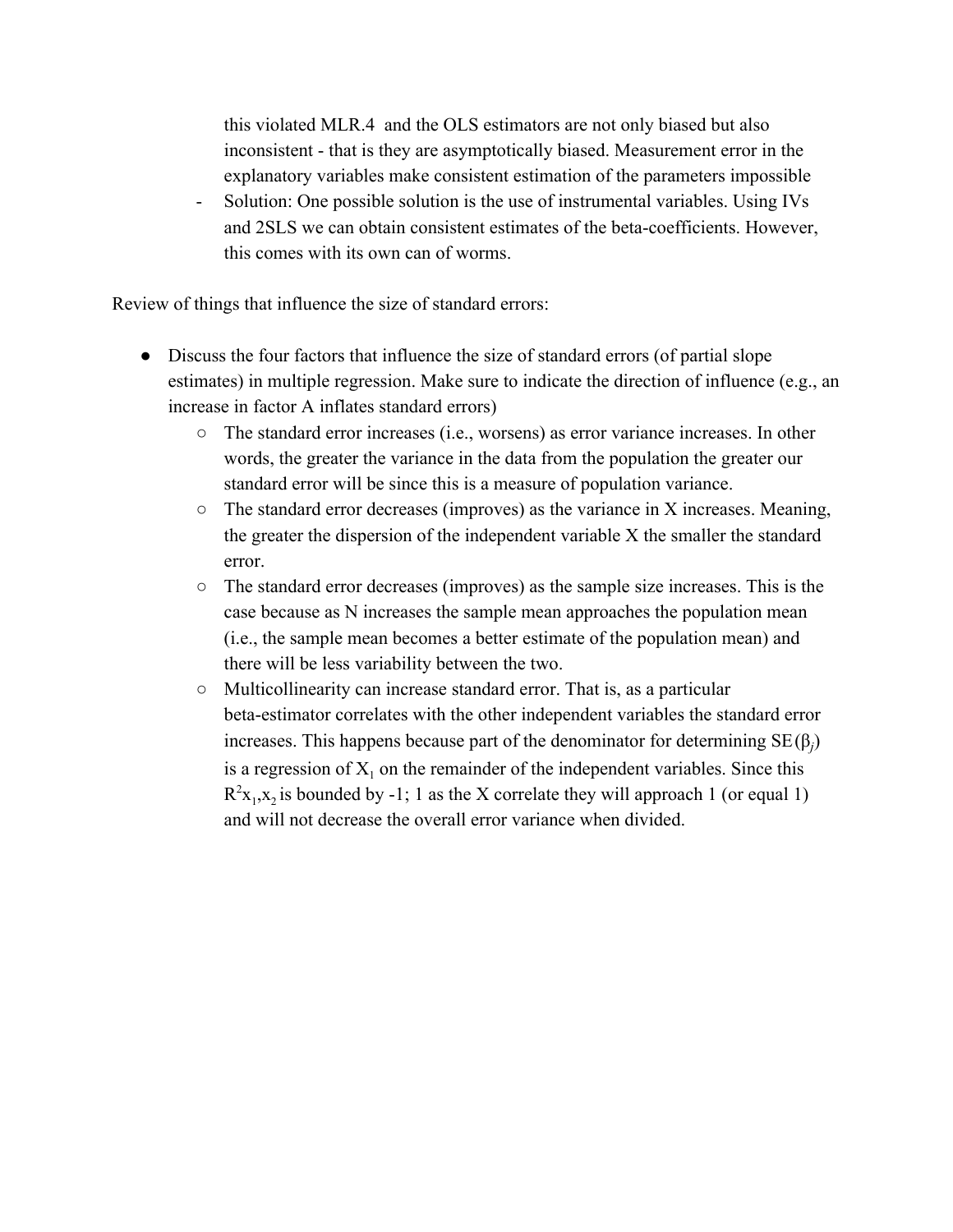this violated MLR.4 and the OLS estimators are not only biased but also inconsistent - that is they are asymptotically biased. Measurement error in the explanatory variables make consistent estimation of the parameters impossible

- Solution: One possible solution is the use of instrumental variables. Using IVs and 2SLS we can obtain consistent estimates of the beta-coefficients. However, this comes with its own can of worms.

Review of things that influence the size of standard errors:

- Discuss the four factors that influence the size of standard errors (of partial slope estimates) in multiple regression. Make sure to indicate the direction of influence (e.g., an increase in factor A inflates standard errors)
    - The standard error increases (i.e., worsens) as error variance increases. In other words, the greater the variance in the data from the population the greater our standard error will be since this is a measure of population variance.
    - The standard error decreases (improves) as the variance in X increases. Meaning, the greater the dispersion of the independent variable X the smaller the standard error.
    - The standard error decreases (improves) as the sample size increases. This is the case because as N increases the sample mean approaches the population mean (i.e., the sample mean becomes a better estimate of the population mean) and there will be less variability between the two.
    - Multicollinearity can increase standard error. That is, as a particular beta-estimator correlates with the other independent variables the standard error increases. This happens because part of the denominator for determining $SE(\beta_j)$ is a regression of $X_1$ on the remainder of the independent variables. Since this $R^2 x_1, x_2$ is bounded by -1; 1 as the X correlate they will approach 1 (or equal 1) and will not decrease the overall error variance when divided.